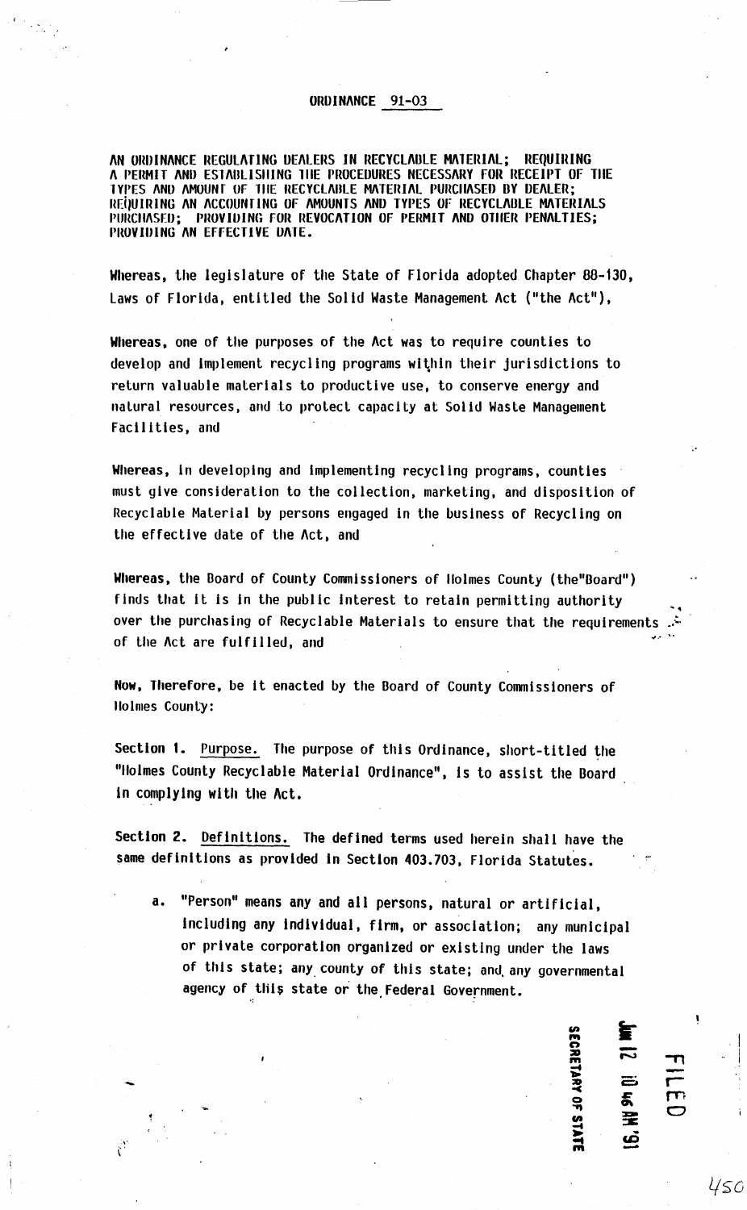# ORDINANCE 91-03

**AN ORDINANCE REGULATING DEALERS IN RECYCLABLE MATERIAL; REQUIRING A PERMIT AND ESTABLISHING THE PROCEDURES NECESSARY FOR RECEIPT OF THE TYPES AND AMOUNT OF THE RECYCLABLE MATERIAL PURCHASED BY DEALER; REQUIRING AN ACCOUNTING OF AMOUNTS AND TYPES OF RECYCLABLE MATERIALS PURCHASED; PROVIDING FOR REVOCATION OF PERMIT AND OTHER PENALTIES; PROVIDING AN EFFECTIVE DATE.**

**Whereas**, the legislature of the State of Florida adopted Chapter 88-130, Laws of Florida, entitled the Solid Waste Management Act ("the Act"),

**Whereas**, one of the purposes of the Act was to require counties to develop and implement recycling programs within their jurisdictions to return valuable materials to productive use, to conserve energy and natural resources, and to protect capacity at Solid Waste Management Facilities, and

**Whereas**, in developing and implementing recycling programs, counties must give consideration to the collection, marketing, and disposition of Recyclable Material by persons engaged in the business of Recycling on the effective date of the Act, and

**Whereas**, the Board of County Commissioners of Holmes County (the"Board") finds that it is in the public interest to retain permitting authority over the purchasing of Recyclable Materials to ensure that the requirements of the Act are fulfilled, and

**Now, Therefore**, be it enacted by the Board of County Commissioners of Holmes County:

**Section 1.** Purpose. The purpose of this Ordinance, short-titled the "Holmes County Recyclable Material Ordinance", is to assist the Board in complying with the Act.

**Section 2.** Definitions. The defined terms used herein shall have the same definitions as provided in Section 403.703, Florida Statutes.

a. "Person" means any and all persons, natural or artificial, including any individual, firm, or association; any municipal or private corporation organized or existing under the laws of this state; any county of this state; and any governmental agency of this state or the Federal Government.

FILED
JUN 12 10 46 AM '91
SECRETARY OF STATE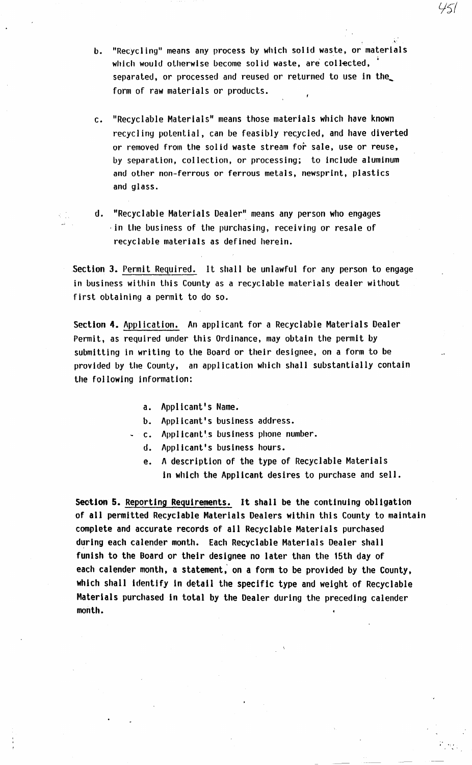b. "Recycling" means any process by which solid waste, or materials which would otherwise become solid waste, are collected, separated, or processed and reused or returned to use in the form of raw materials or products.

c. "Recyclable Materials" means those materials which have known recycling potential, can be feasibly recycled, and have diverted or removed from the solid waste stream for sale, use or reuse, by separation, collection, or processing; to include aluminum and other non-ferrous or ferrous metals, newsprint, plastics and glass.

d. "Recyclable Materials Dealer" means any person who engages in the business of the purchasing, receiving or resale of recyclable materials as defined herein.

**Section 3.** Permit Required. It shall be unlawful for any person to engage in business within this County as a recyclable materials dealer without first obtaining a permit to do so.

**Section 4.** Application. An applicant for a Recyclable Materials Dealer Permit, as required under this Ordinance, may obtain the permit by submitting in writing to the Board or their designee, on a form to be provided by the County, an application which shall substantially contain the following information:

a. Applicant's Name.
b. Applicant's business address.
c. Applicant's business phone number.
d. Applicant's business hours.
e. A description of the type of Recyclable Materials in which the Applicant desires to purchase and sell.

**Section 5.** Reporting Requirements. It shall be the continuing obligation of all permitted Recyclable Materials Dealers within this County to maintain complete and accurate records of all Recyclable Materials purchased during each calender month. Each Recyclable Materials Dealer shall funish to the Board or their designee no later than the 15th day of each calender month, a statement, on a form to be provided by the County, which shall identify in detail the specific type and weight of Recyclable Materials purchased in total by the Dealer during the preceding calender month.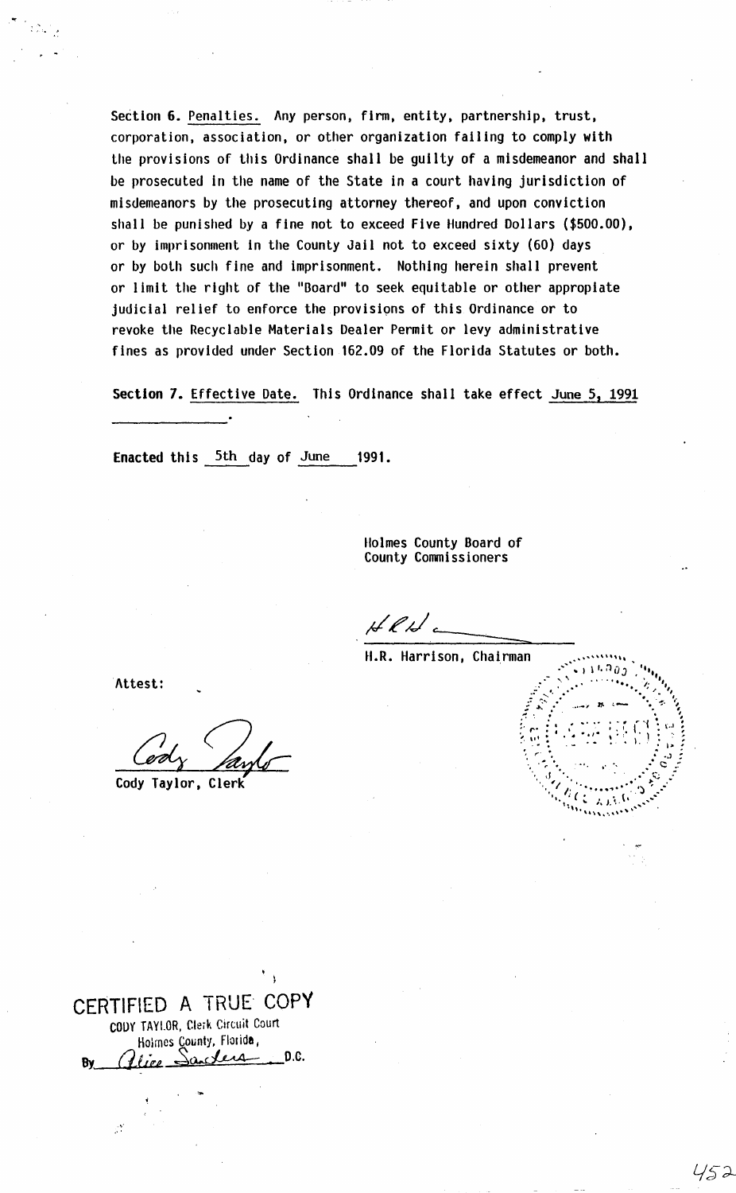Section 6. Penalties. Any person, firm, entity, partnership, trust, corporation, association, or other organization failing to comply with the provisions of this Ordinance shall be guilty of a misdemeanor and shall be prosecuted in the name of the State in a court having jurisdiction of misdemeanors by the prosecuting attorney thereof, and upon conviction shall be punished by a fine not to exceed Five Hundred Dollars ($500.00), or by imprisonment in the County Jail not to exceed sixty (60) days or by both such fine and imprisonment. Nothing herein shall prevent or limit the right of the "Board" to seek equitable or other appropiate judicial relief to enforce the provisions of this Ordinance or to revoke the Recyclable Materials Dealer Permit or levy administrative fines as provided under Section 162.09 of the Florida Statutes or both.

Section 7. Effective Date. This Ordinance shall take effect June 5, 1991 ______________.

Enacted this 5th day of June 1991.

Holmes County Board of
County Commissioners

H.R. Harrison, Chairman

Attest:

Cody Taylor, Clerk

CERTIFIED A TRUE COPY
CODY TAYLOR, Clerk Circuit Court
Holmes County, Florida,
By Alice Sanders D.C.